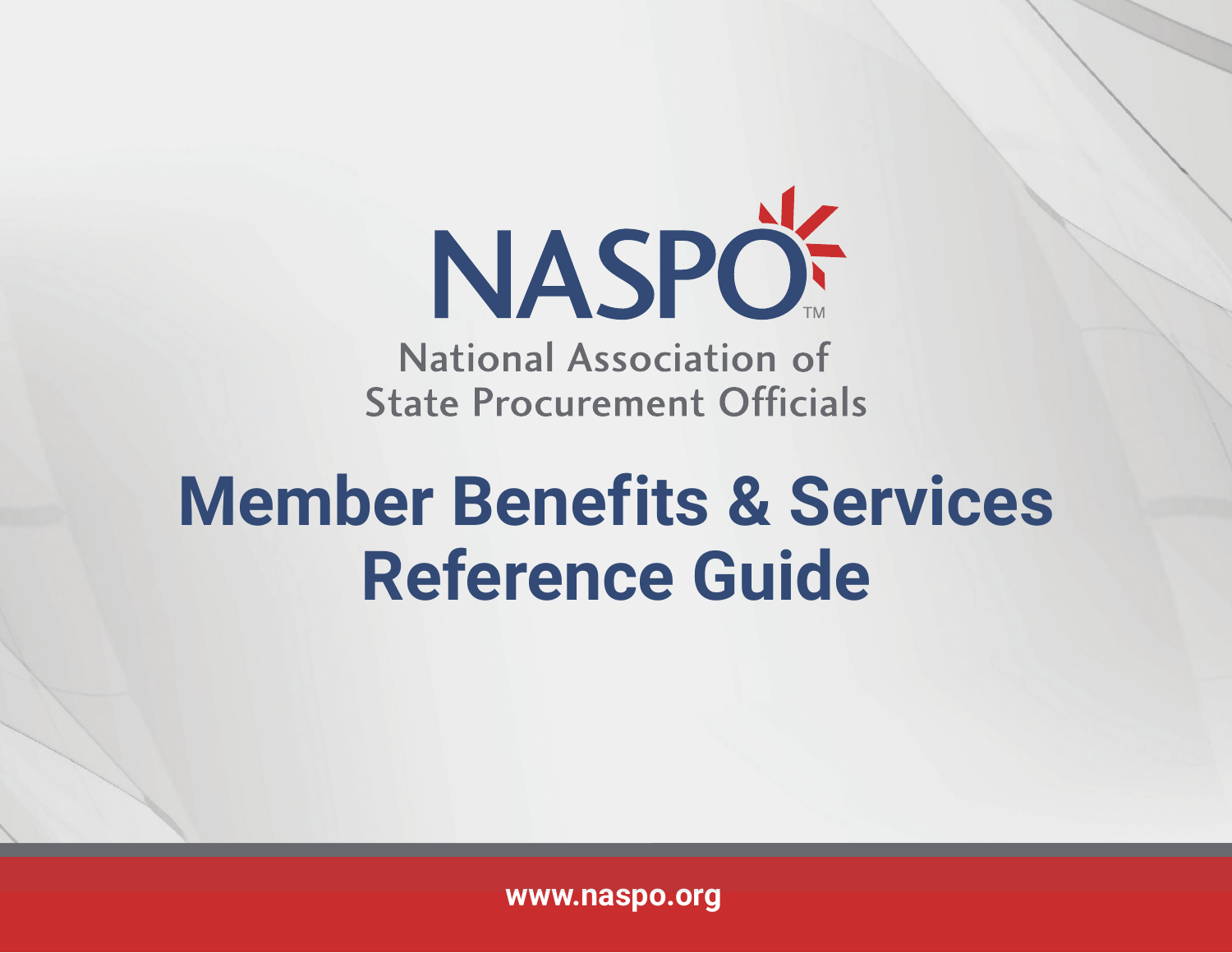NASPO™

National Association of State Procurement Officials

# Member Benefits & Services Reference Guide

www.naspo.org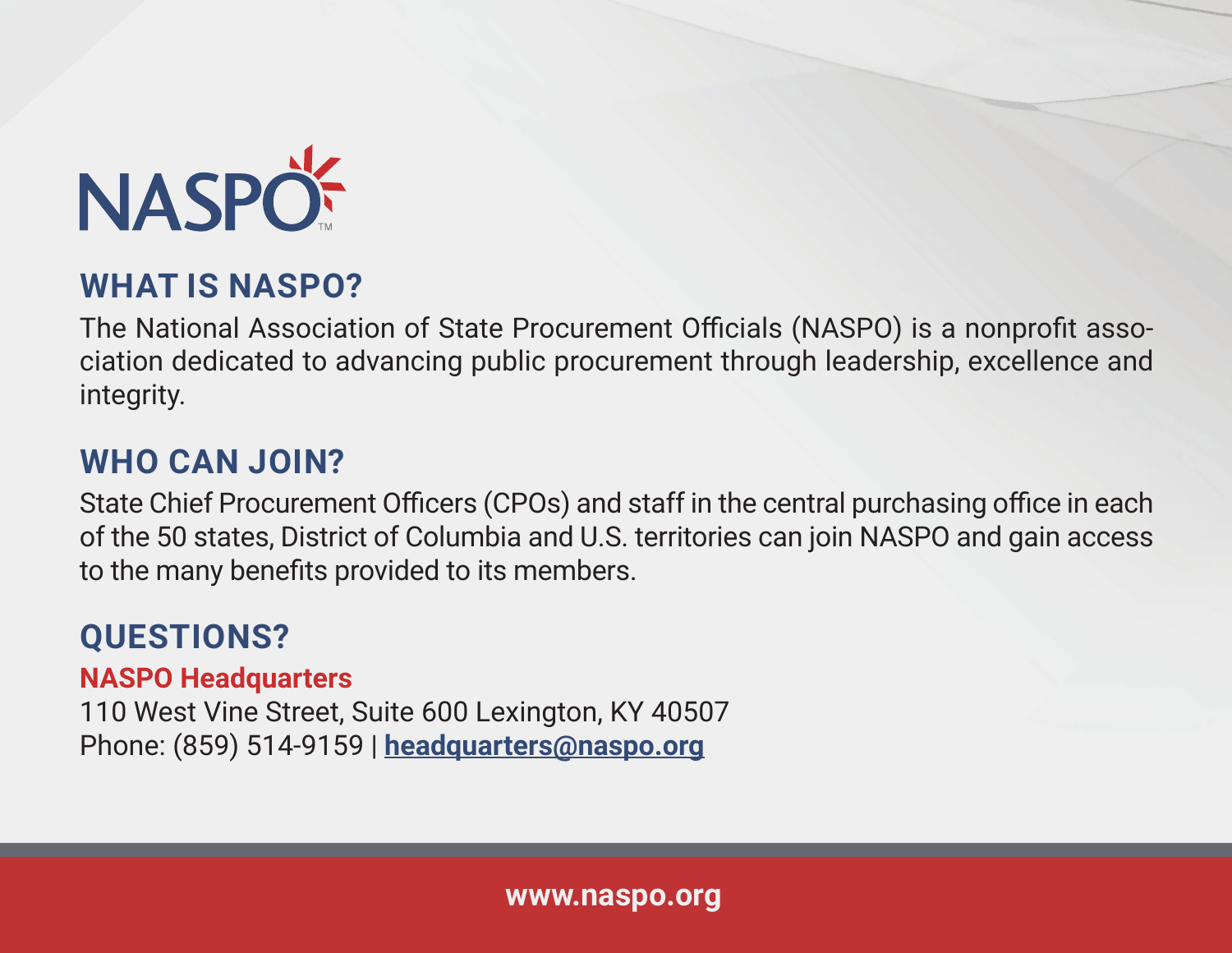NASPO

## WHAT IS NASPO?

The National Association of State Procurement Officials (NASPO) is a nonprofit association dedicated to advancing public procurement through leadership, excellence and integrity.

## WHO CAN JOIN?

State Chief Procurement Officers (CPOs) and staff in the central purchasing office in each of the 50 states, District of Columbia and U.S. territories can join NASPO and gain access to the many benefits provided to its members.

## QUESTIONS?

**NASPO Headquarters**
110 West Vine Street, Suite 600 Lexington, KY 40507
Phone: (859) 514-9159 | **headquarters@naspo.org**

**www.naspo.org**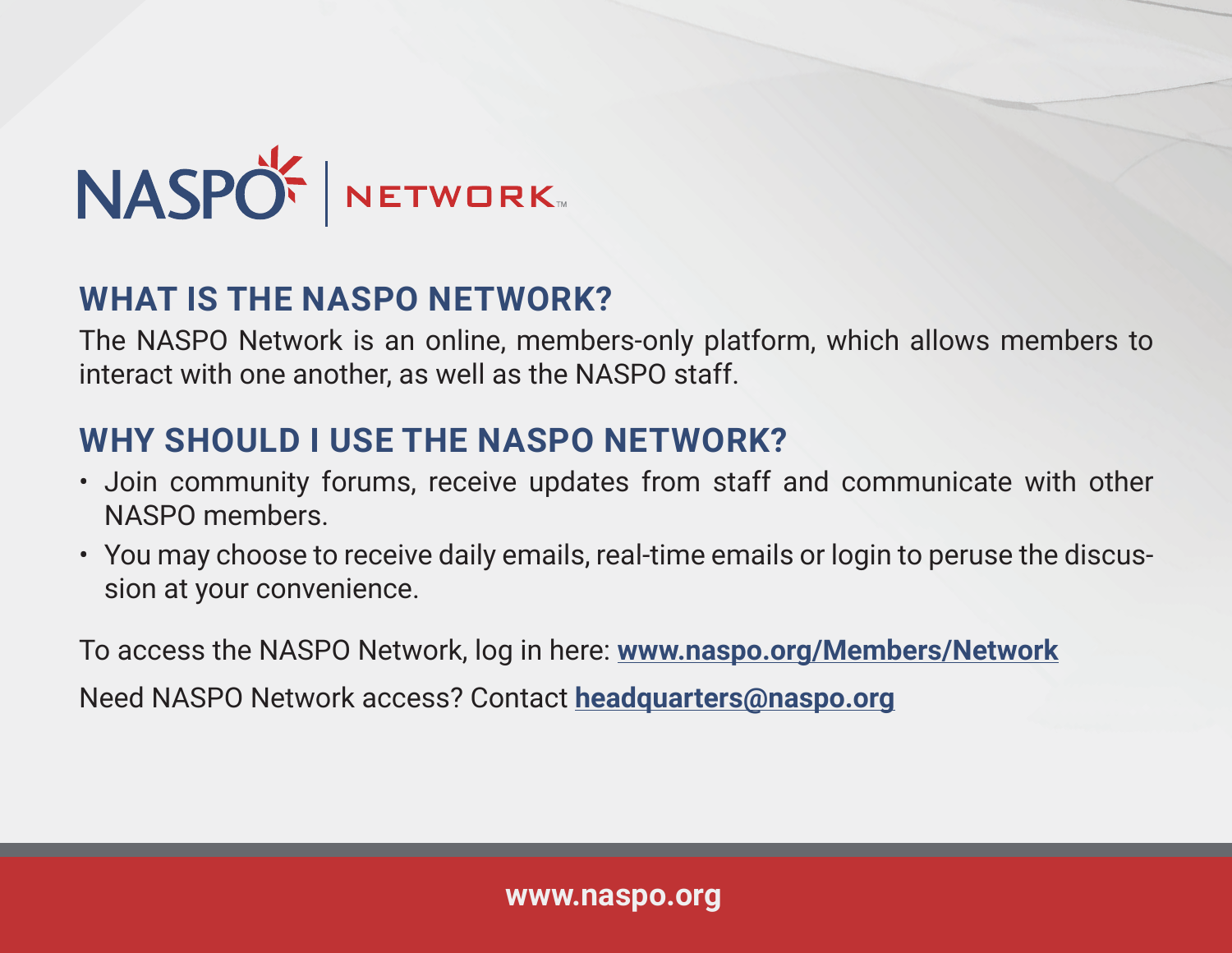# NASPO NETWORK™

## WHAT IS THE NASPO NETWORK?

The NASPO Network is an online, members-only platform, which allows members to interact with one another, as well as the NASPO staff.

## WHY SHOULD I USE THE NASPO NETWORK?

- Join community forums, receive updates from staff and communicate with other NASPO members.
- You may choose to receive daily emails, real-time emails or login to peruse the discussion at your convenience.

To access the NASPO Network, log in here: **www.naspo.org/Members/Network**

Need NASPO Network access? Contact **headquarters@naspo.org**

**www.naspo.org**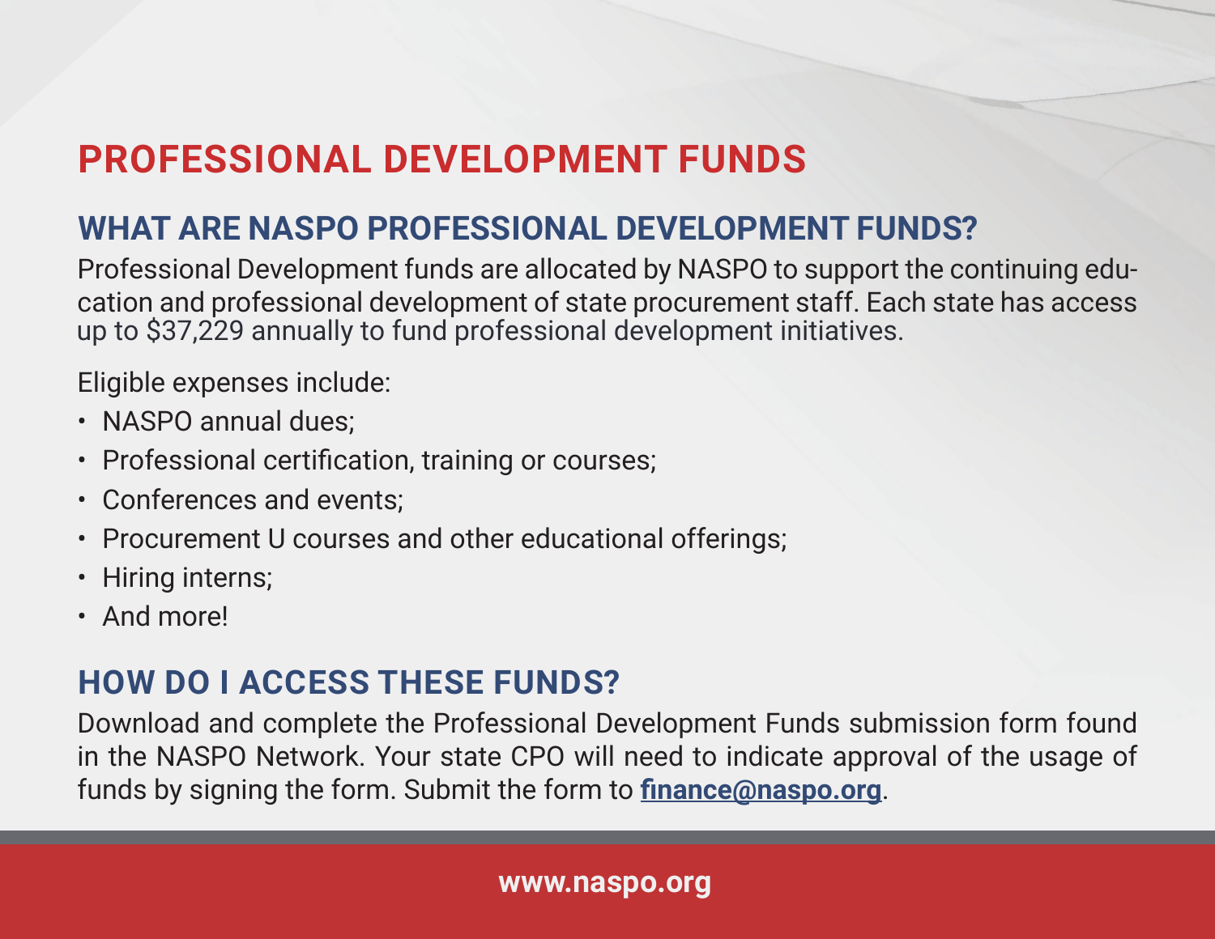# PROFESSIONAL DEVELOPMENT FUNDS

## WHAT ARE NASPO PROFESSIONAL DEVELOPMENT FUNDS?

Professional Development funds are allocated by NASPO to support the continuing education and professional development of state procurement staff. Each state has access up to $37,229 annually to fund professional development initiatives.

Eligible expenses include:

- NASPO annual dues;
- Professional certification, training or courses;
- Conferences and events;
- Procurement U courses and other educational offerings;
- Hiring interns;
- And more!

## HOW DO I ACCESS THESE FUNDS?

Download and complete the Professional Development Funds submission form found in the NASPO Network. Your state CPO will need to indicate approval of the usage of funds by signing the form. Submit the form to **finance@naspo.org**.

**www.naspo.org**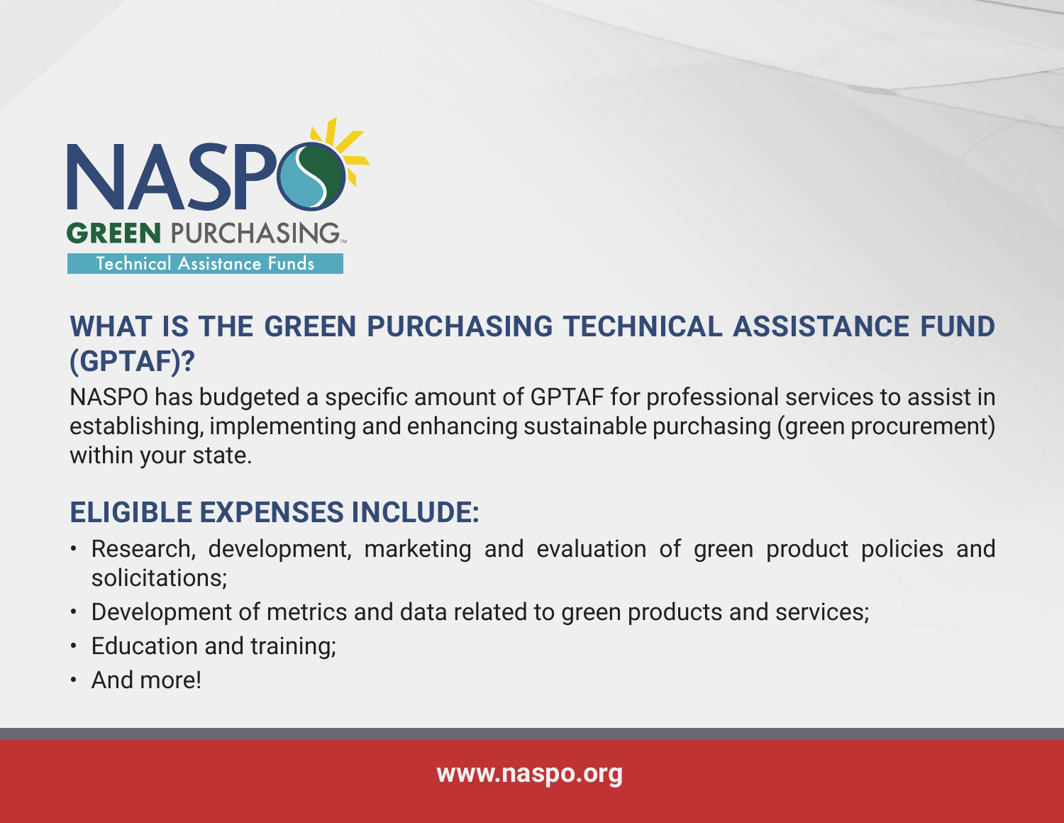NASPO GREEN PURCHASING™

Technical Assistance Funds

## WHAT IS THE GREEN PURCHASING TECHNICAL ASSISTANCE FUND (GPTAF)?

NASPO has budgeted a specific amount of GPTAF for professional services to assist in establishing, implementing and enhancing sustainable purchasing (green procurement) within your state.

## ELIGIBLE EXPENSES INCLUDE:

- Research, development, marketing and evaluation of green product policies and solicitations;
- Development of metrics and data related to green products and services;
- Education and training;
- And more!

**www.naspo.org**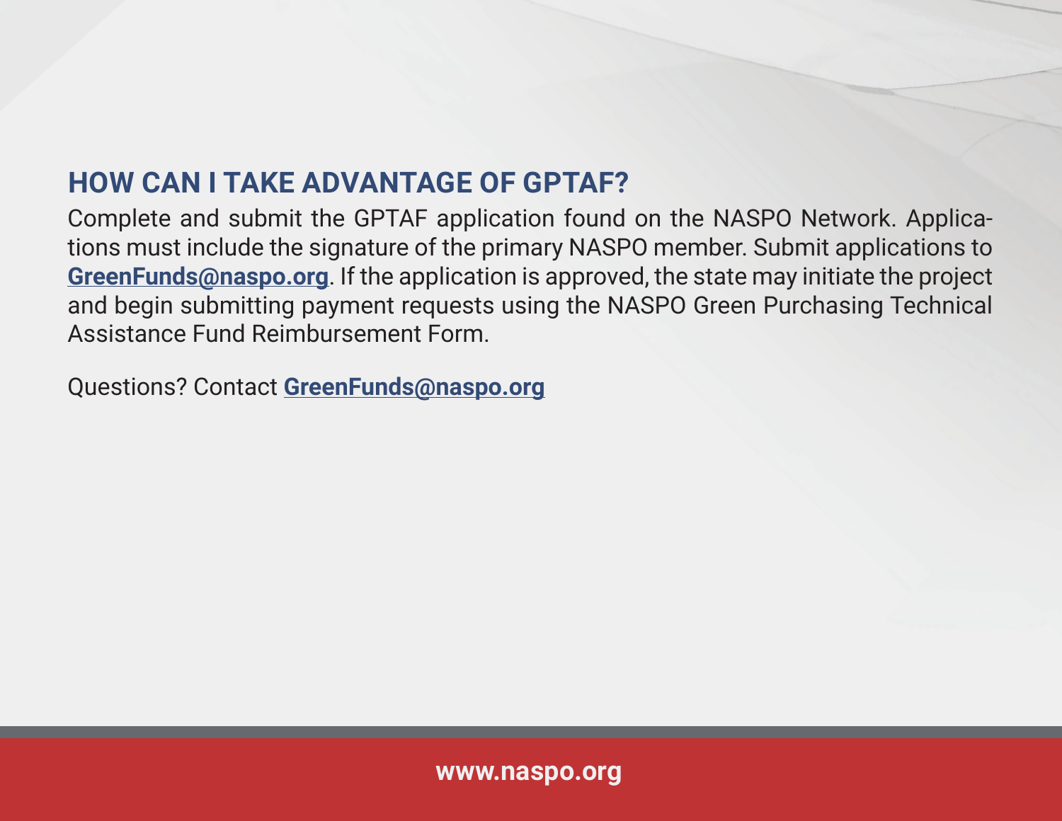## HOW CAN I TAKE ADVANTAGE OF GPTAF?

Complete and submit the GPTAF application found on the NASPO Network. Applications must include the signature of the primary NASPO member. Submit applications to **GreenFunds@naspo.org**. If the application is approved, the state may initiate the project and begin submitting payment requests using the NASPO Green Purchasing Technical Assistance Fund Reimbursement Form.

Questions? Contact **GreenFunds@naspo.org**

**www.naspo.org**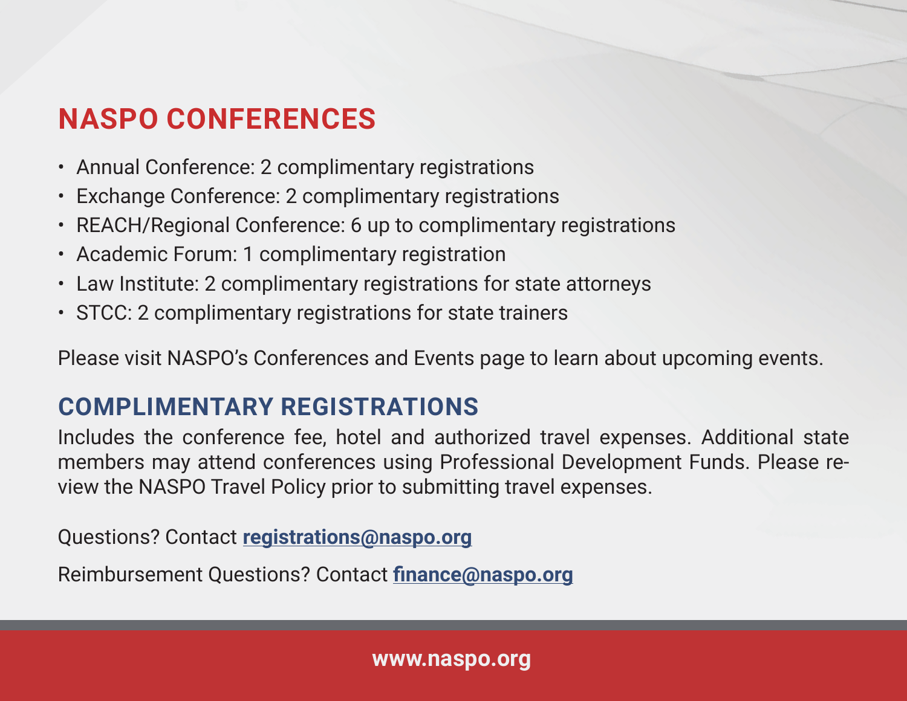## NASPO CONFERENCES

- Annual Conference: 2 complimentary registrations
- Exchange Conference: 2 complimentary registrations
- REACH/Regional Conference: 6 up to complimentary registrations
- Academic Forum: 1 complimentary registration
- Law Institute: 2 complimentary registrations for state attorneys
- STCC: 2 complimentary registrations for state trainers

Please visit NASPO's Conferences and Events page to learn about upcoming events.

### COMPLIMENTARY REGISTRATIONS

Includes the conference fee, hotel and authorized travel expenses. Additional state members may attend conferences using Professional Development Funds. Please review the NASPO Travel Policy prior to submitting travel expenses.

Questions? Contact **registrations@naspo.org**

Reimbursement Questions? Contact **finance@naspo.org**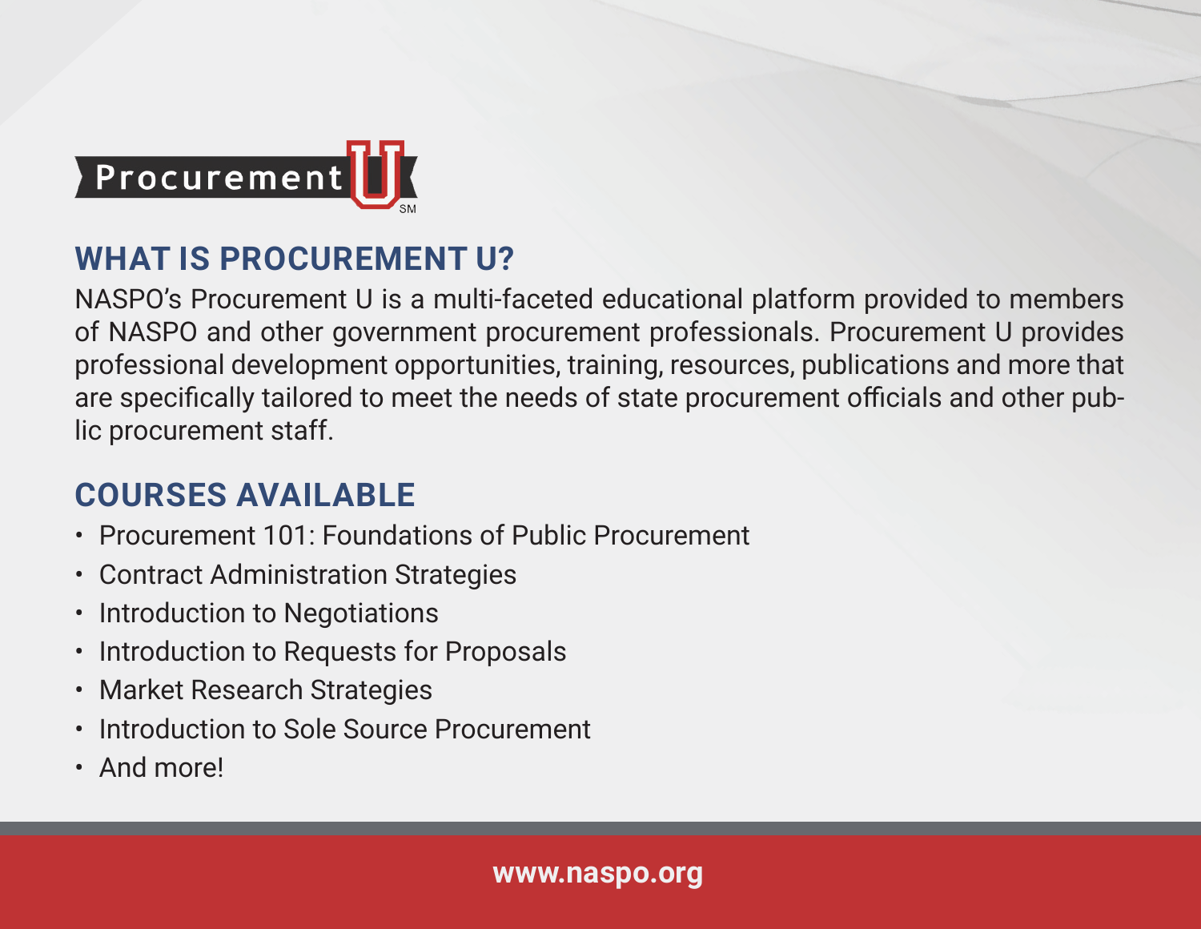Procurement U[SM]

## WHAT IS PROCUREMENT U?

NASPO's Procurement U is a multi-faceted educational platform provided to members of NASPO and other government procurement professionals. Procurement U provides professional development opportunities, training, resources, publications and more that are specifically tailored to meet the needs of state procurement officials and other public procurement staff.

## COURSES AVAILABLE

- Procurement 101: Foundations of Public Procurement
- Contract Administration Strategies
- Introduction to Negotiations
- Introduction to Requests for Proposals
- Market Research Strategies
- Introduction to Sole Source Procurement
- And more!

**www.naspo.org**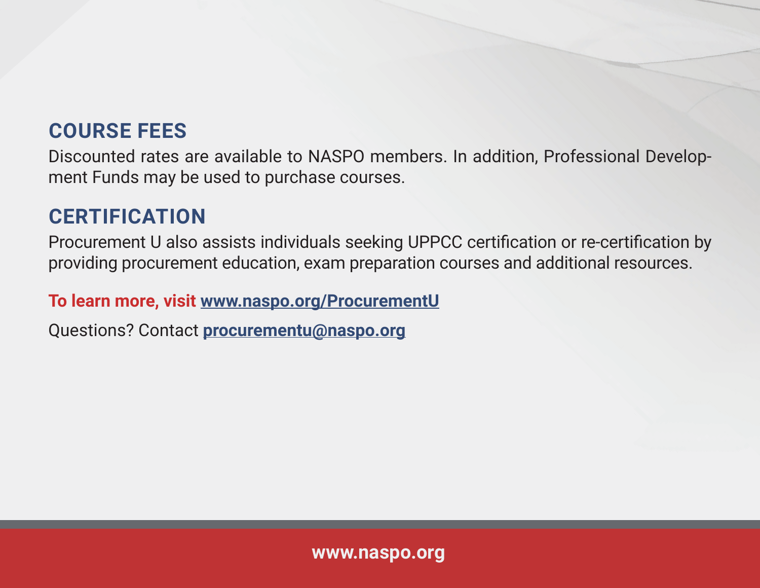## COURSE FEES

Discounted rates are available to NASPO members. In addition, Professional Development Funds may be used to purchase courses.

## CERTIFICATION

Procurement U also assists individuals seeking UPPCC certification or re-certification by providing procurement education, exam preparation courses and additional resources.

**To learn more, visit [www.naspo.org/ProcurementU](www.naspo.org/ProcurementU)**

Questions? Contact **procurementu@naspo.org**

**www.naspo.org**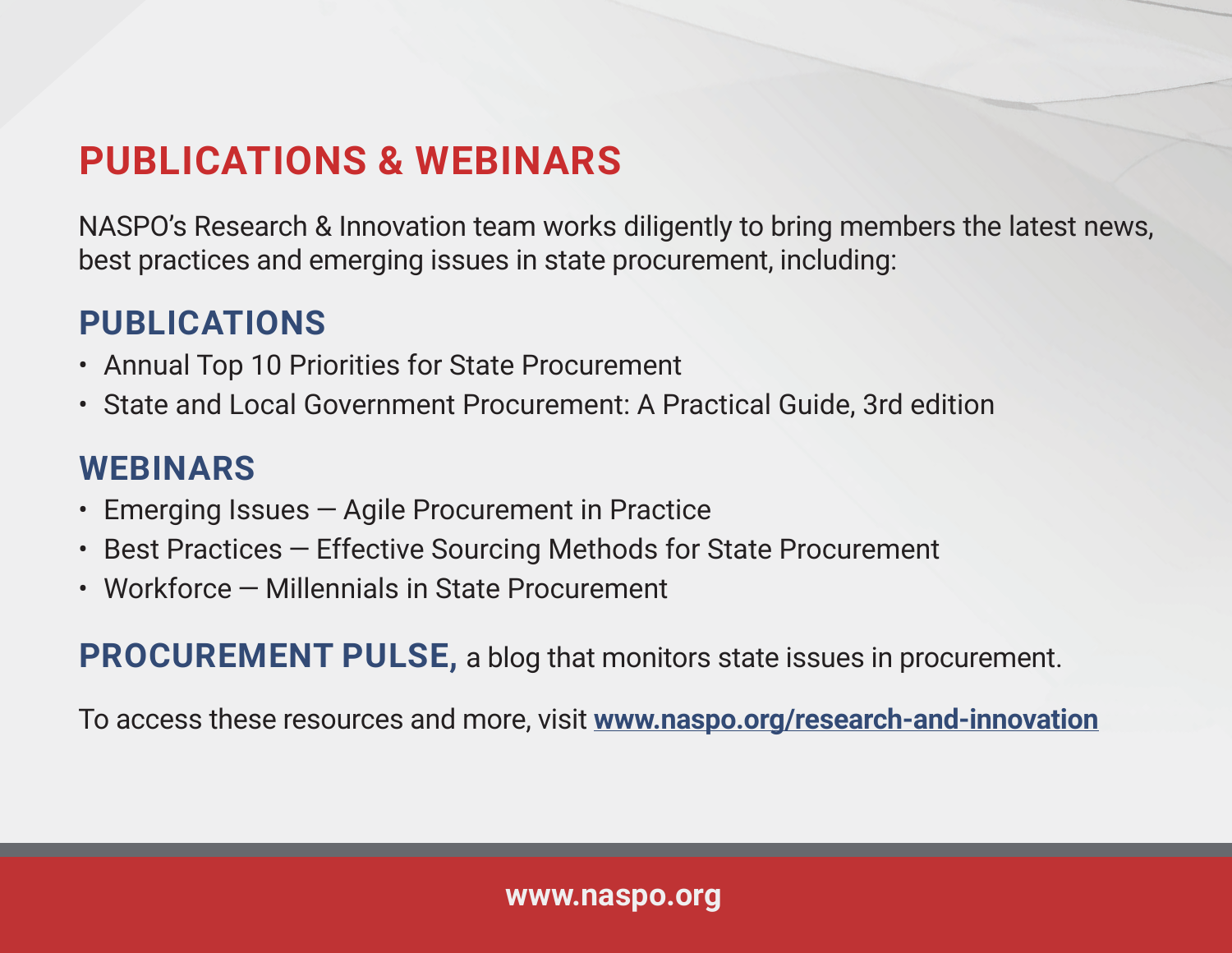# PUBLICATIONS & WEBINARS

NASPO's Research & Innovation team works diligently to bring members the latest news, best practices and emerging issues in state procurement, including:

## PUBLICATIONS

- Annual Top 10 Priorities for State Procurement
- State and Local Government Procurement: A Practical Guide, 3rd edition

## WEBINARS

- Emerging Issues — Agile Procurement in Practice
- Best Practices — Effective Sourcing Methods for State Procurement
- Workforce — Millennials in State Procurement

**PROCUREMENT PULSE,** a blog that monitors state issues in procurement.

To access these resources and more, visit **www.naspo.org/research-and-innovation**

www.naspo.org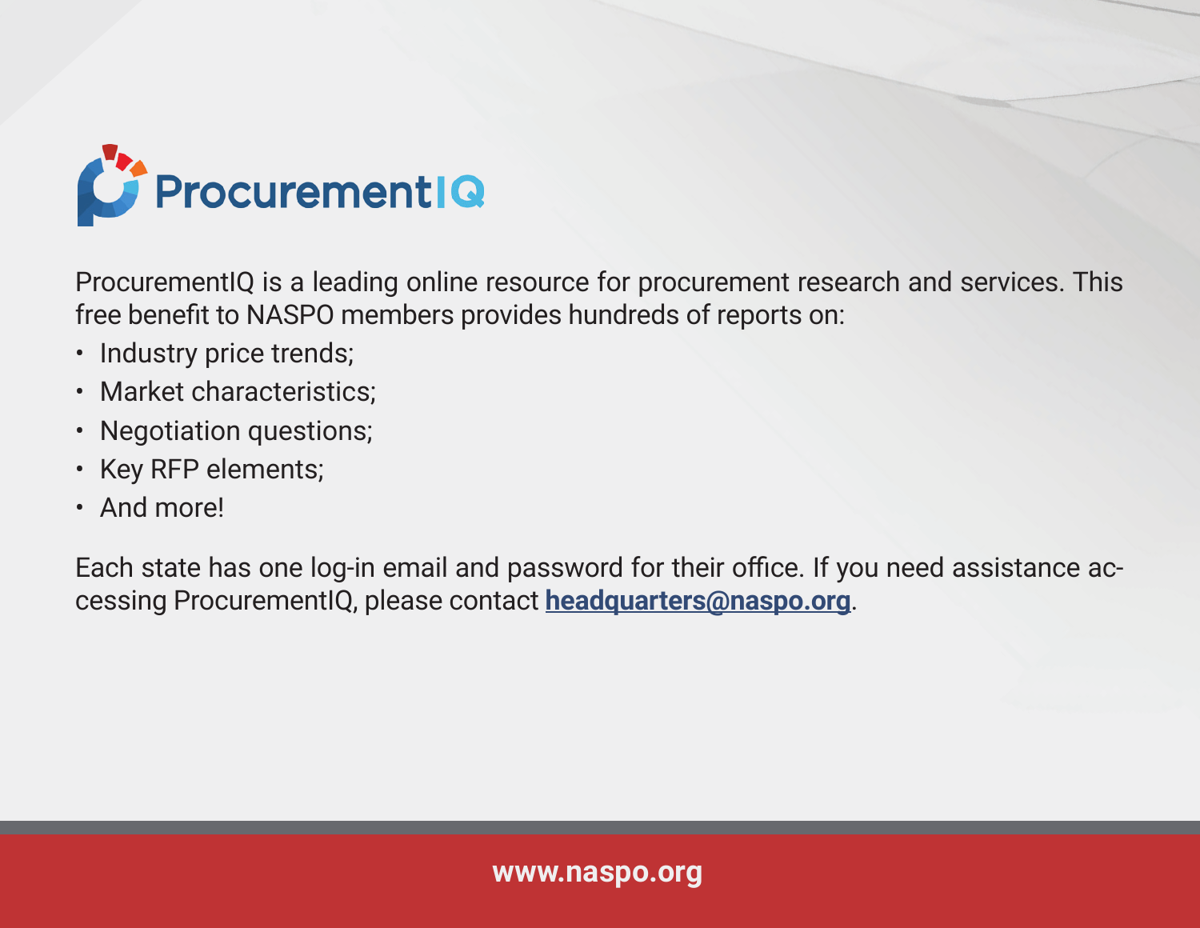# ProcurementIQ

ProcurementIQ is a leading online resource for procurement research and services. This free benefit to NASPO members provides hundreds of reports on:

- Industry price trends;
- Market characteristics;
- Negotiation questions;
- Key RFP elements;
- And more!

Each state has one log-in email and password for their office. If you need assistance accessing ProcurementIQ, please contact **headquarters@naspo.org**.

**www.naspo.org**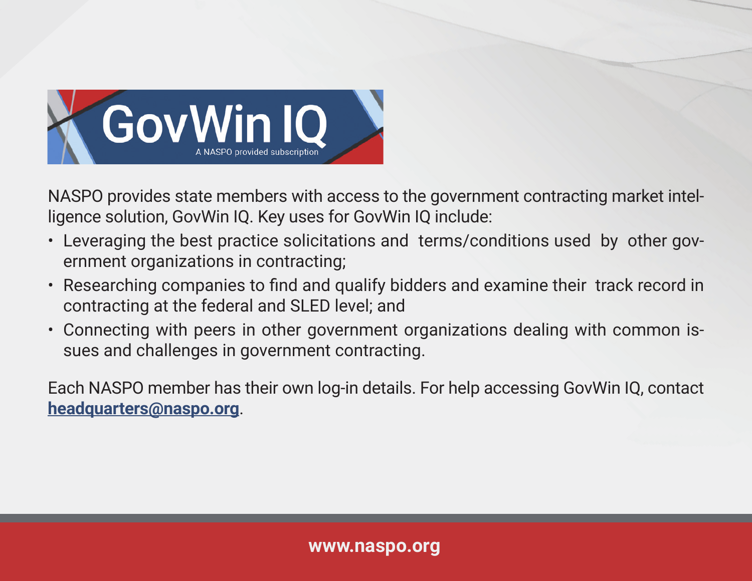# GovWin IQ

A NASPO provided subscription

NASPO provides state members with access to the government contracting market intelligence solution, GovWin IQ. Key uses for GovWin IQ include:

- Leveraging the best practice solicitations and terms/conditions used by other government organizations in contracting;
- Researching companies to find and qualify bidders and examine their track record in contracting at the federal and SLED level; and
- Connecting with peers in other government organizations dealing with common issues and challenges in government contracting.

Each NASPO member has their own log-in details. For help accessing GovWin IQ, contact **headquarters@naspo.org**.

**www.naspo.org**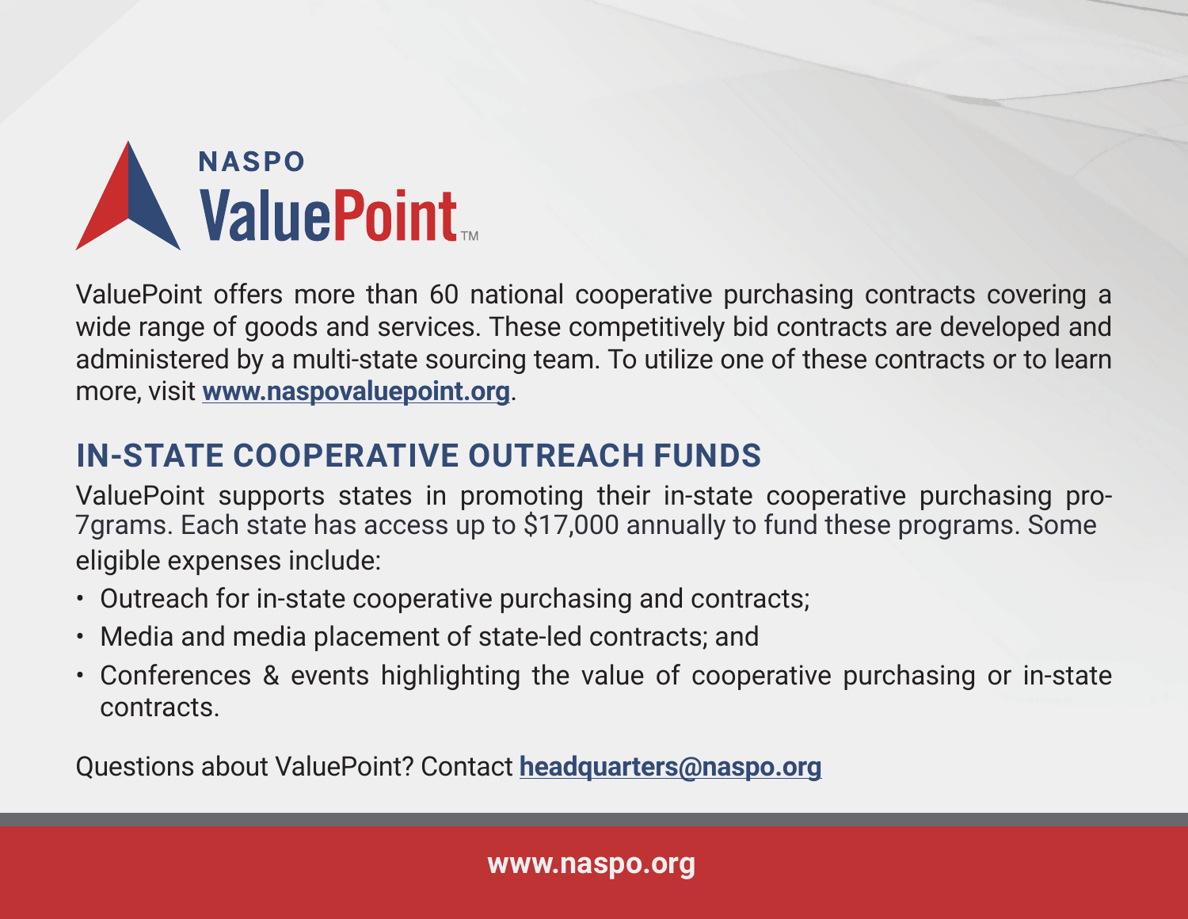# NASPO ValuePoint™

ValuePoint offers more than 60 national cooperative purchasing contracts covering a wide range of goods and services. These competitively bid contracts are developed and administered by a multi-state sourcing team. To utilize one of these contracts or to learn more, visit **www.naspovaluepoint.org**.

## IN-STATE COOPERATIVE OUTREACH FUNDS

ValuePoint supports states in promoting their in-state cooperative purchasing pro-7grams. Each state has access up to $17,000 annually to fund these programs. Some eligible expenses include:

- Outreach for in-state cooperative purchasing and contracts;
- Media and media placement of state-led contracts; and
- Conferences & events highlighting the value of cooperative purchasing or in-state contracts.

Questions about ValuePoint? Contact **headquarters@naspo.org**

**www.naspo.org**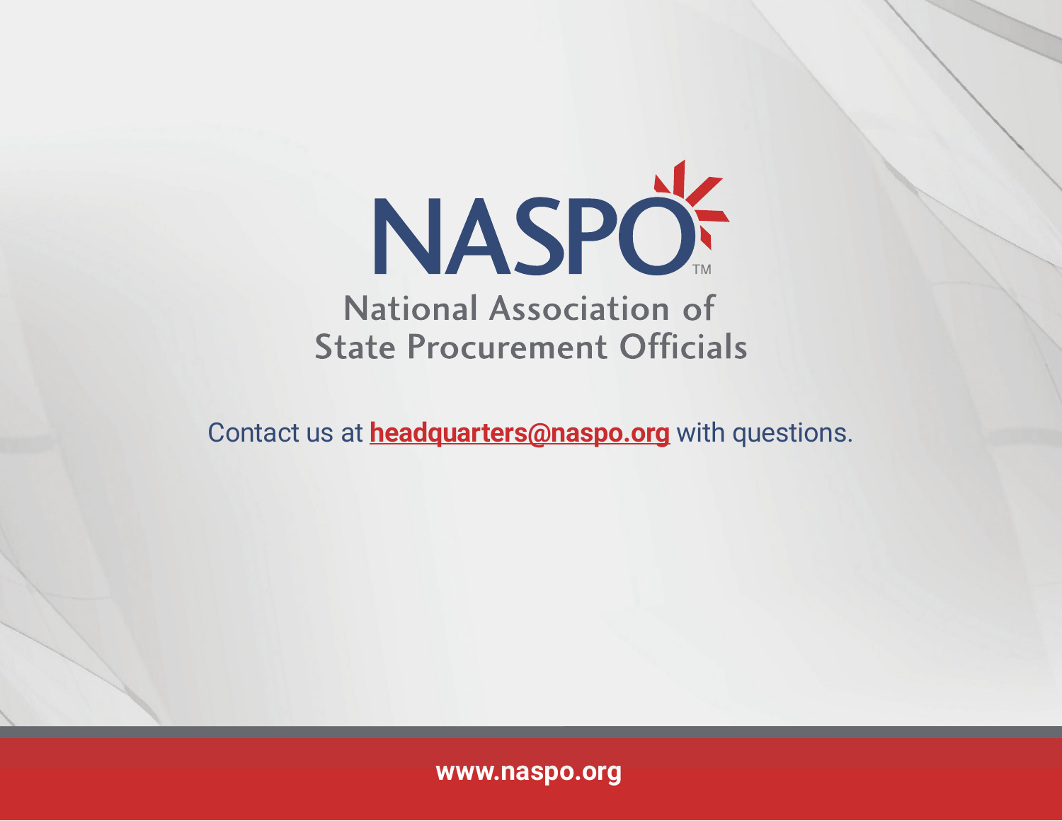NASPO™

National Association of State Procurement Officials

Contact us at **headquarters@naspo.org** with questions.

**www.naspo.org**